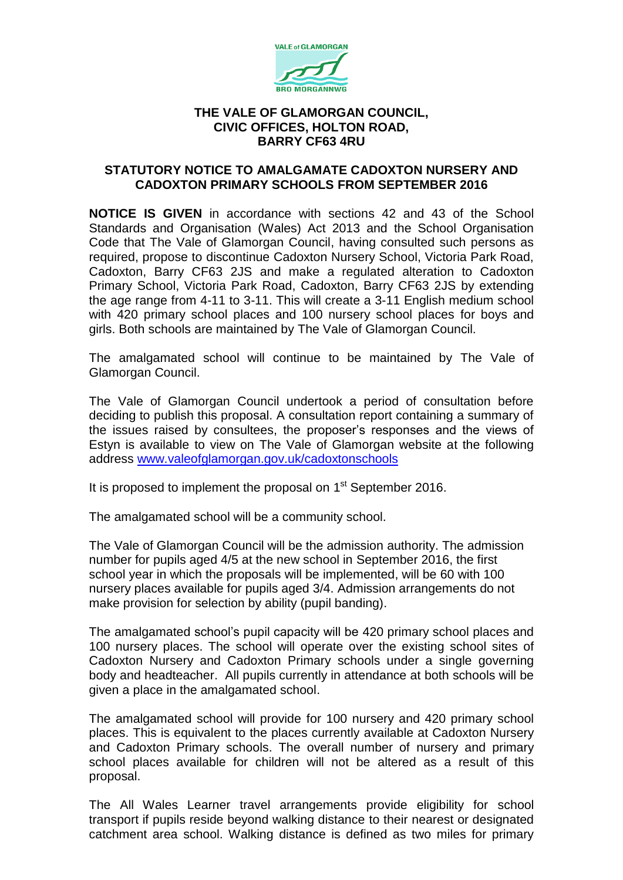**THE VALE OF GLAMORGAN COUNCIL,**
**CIVIC OFFICES, HOLTON ROAD,**
**BARRY CF63 4RU**

## STATUTORY NOTICE TO AMALGAMATE CADOXTON NURSERY AND CADOXTON PRIMARY SCHOOLS FROM SEPTEMBER 2016

**NOTICE IS GIVEN** in accordance with sections 42 and 43 of the School Standards and Organisation (Wales) Act 2013 and the School Organisation Code that The Vale of Glamorgan Council, having consulted such persons as required, propose to discontinue Cadoxton Nursery School, Victoria Park Road, Cadoxton, Barry CF63 2JS and make a regulated alteration to Cadoxton Primary School, Victoria Park Road, Cadoxton, Barry CF63 2JS by extending the age range from 4-11 to 3-11. This will create a 3-11 English medium school with 420 primary school places and 100 nursery school places for boys and girls. Both schools are maintained by The Vale of Glamorgan Council.

The amalgamated school will continue to be maintained by The Vale of Glamorgan Council.

The Vale of Glamorgan Council undertook a period of consultation before deciding to publish this proposal. A consultation report containing a summary of the issues raised by consultees, the proposer's responses and the views of Estyn is available to view on The Vale of Glamorgan website at the following address [www.valeofglamorgan.gov.uk/cadoxtonschools](www.valeofglamorgan.gov.uk/cadoxtonschools)

It is proposed to implement the proposal on 1st September 2016.

The amalgamated school will be a community school.

The Vale of Glamorgan Council will be the admission authority. The admission number for pupils aged 4/5 at the new school in September 2016, the first school year in which the proposals will be implemented, will be 60 with 100 nursery places available for pupils aged 3/4. Admission arrangements do not make provision for selection by ability (pupil banding).

The amalgamated school's pupil capacity will be 420 primary school places and 100 nursery places. The school will operate over the existing school sites of Cadoxton Nursery and Cadoxton Primary schools under a single governing body and headteacher. All pupils currently in attendance at both schools will be given a place in the amalgamated school.

The amalgamated school will provide for 100 nursery and 420 primary school places. This is equivalent to the places currently available at Cadoxton Nursery and Cadoxton Primary schools. The overall number of nursery and primary school places available for children will not be altered as a result of this proposal.

The All Wales Learner travel arrangements provide eligibility for school transport if pupils reside beyond walking distance to their nearest or designated catchment area school. Walking distance is defined as two miles for primary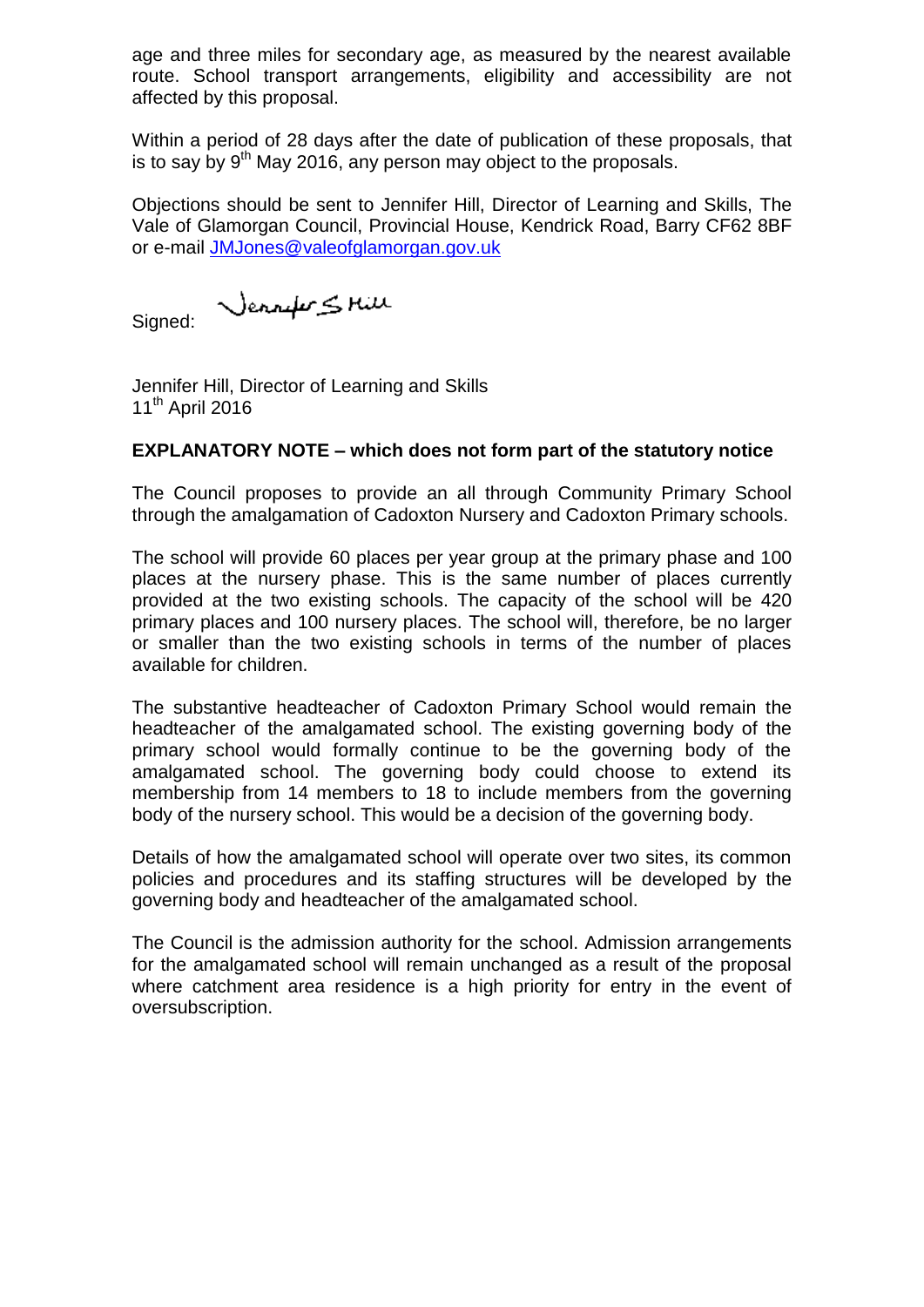age and three miles for secondary age, as measured by the nearest available route. School transport arrangements, eligibility and accessibility are not affected by this proposal.

Within a period of 28 days after the date of publication of these proposals, that is to say by 9th May 2016, any person may object to the proposals.

Objections should be sent to Jennifer Hill, Director of Learning and Skills, The Vale of Glamorgan Council, Provincial House, Kendrick Road, Barry CF62 8BF or e-mail JMJones@valeofglamorgan.gov.uk

Signed: Jennifer S Hill

Jennifer Hill, Director of Learning and Skills
11th April 2016

**EXPLANATORY NOTE – which does not form part of the statutory notice**

The Council proposes to provide an all through Community Primary School through the amalgamation of Cadoxton Nursery and Cadoxton Primary schools.

The school will provide 60 places per year group at the primary phase and 100 places at the nursery phase. This is the same number of places currently provided at the two existing schools. The capacity of the school will be 420 primary places and 100 nursery places. The school will, therefore, be no larger or smaller than the two existing schools in terms of the number of places available for children.

The substantive headteacher of Cadoxton Primary School would remain the headteacher of the amalgamated school. The existing governing body of the primary school would formally continue to be the governing body of the amalgamated school. The governing body could choose to extend its membership from 14 members to 18 to include members from the governing body of the nursery school. This would be a decision of the governing body.

Details of how the amalgamated school will operate over two sites, its common policies and procedures and its staffing structures will be developed by the governing body and headteacher of the amalgamated school.

The Council is the admission authority for the school. Admission arrangements for the amalgamated school will remain unchanged as a result of the proposal where catchment area residence is a high priority for entry in the event of oversubscription.